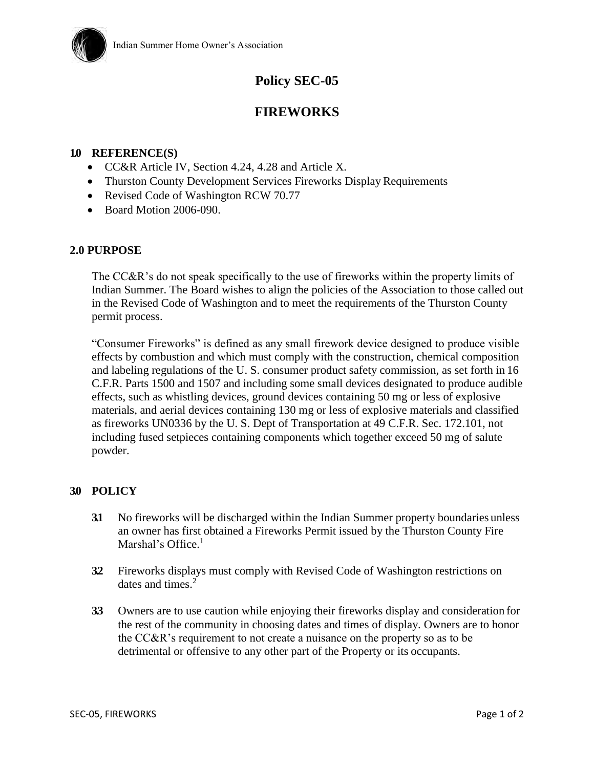Indian Summer Home Owner's Association

# Policy SEC-05

# FIREWORKS

## 1.0 REFERENCE(S)

- CC&R Article IV, Section 4.24, 4.28 and Article X.
- Thurston County Development Services Fireworks Display Requirements
- Revised Code of Washington RCW 70.77
- Board Motion 2006-090.

## 2.0 PURPOSE

The CC&R's do not speak specifically to the use of fireworks within the property limits of Indian Summer. The Board wishes to align the policies of the Association to those called out in the Revised Code of Washington and to meet the requirements of the Thurston County permit process.

"Consumer Fireworks" is defined as any small firework device designed to produce visible effects by combustion and which must comply with the construction, chemical composition and labeling regulations of the U. S. consumer product safety commission, as set forth in 16 C.F.R. Parts 1500 and 1507 and including some small devices designated to produce audible effects, such as whistling devices, ground devices containing 50 mg or less of explosive materials, and aerial devices containing 130 mg or less of explosive materials and classified as fireworks UN0336 by the U. S. Dept of Transportation at 49 C.F.R. Sec. 172.101, not including fused setpieces containing components which together exceed 50 mg of salute powder.

## 3.0 POLICY

**3.1** No fireworks will be discharged within the Indian Summer property boundaries unless an owner has first obtained a Fireworks Permit issued by the Thurston County Fire Marshal's Office.[1]

**3.2** Fireworks displays must comply with Revised Code of Washington restrictions on dates and times.[2]

**3.3** Owners are to use caution while enjoying their fireworks display and consideration for the rest of the community in choosing dates and times of display. Owners are to honor the CC&R's requirement to not create a nuisance on the property so as to be detrimental or offensive to any other part of the Property or its occupants.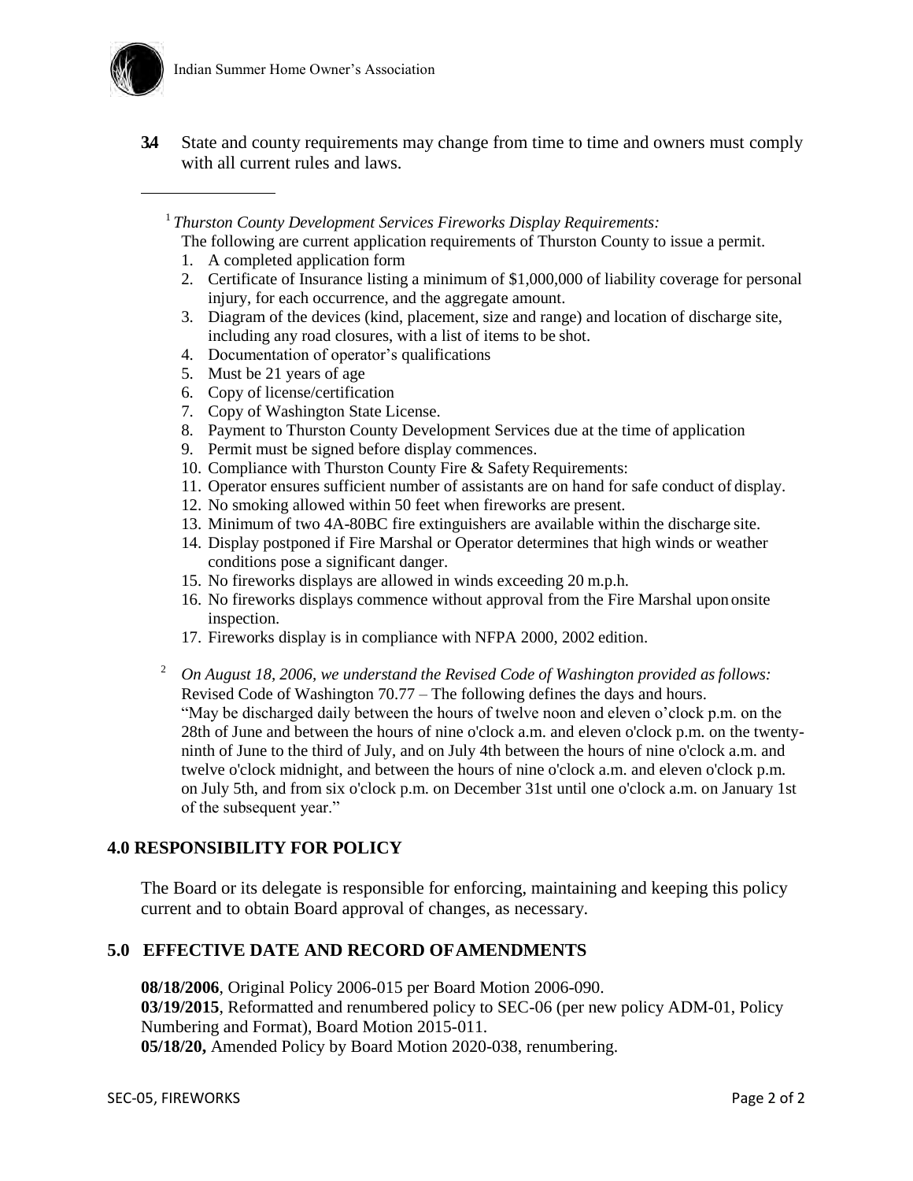**3.4** State and county requirements may change from time to time and owners must comply with all current rules and laws.

---

[1] *Thurston County Development Services Fireworks Display Requirements:*
The following are current application requirements of Thurston County to issue a permit.

1. A completed application form
2. Certificate of Insurance listing a minimum of $1,000,000 of liability coverage for personal injury, for each occurrence, and the aggregate amount.
3. Diagram of the devices (kind, placement, size and range) and location of discharge site, including any road closures, with a list of items to be shot.
4. Documentation of operator's qualifications
5. Must be 21 years of age
6. Copy of license/certification
7. Copy of Washington State License.
8. Payment to Thurston County Development Services due at the time of application
9. Permit must be signed before display commences.
10. Compliance with Thurston County Fire & Safety Requirements:
11. Operator ensures sufficient number of assistants are on hand for safe conduct of display.
12. No smoking allowed within 50 feet when fireworks are present.
13. Minimum of two 4A-80BC fire extinguishers are available within the discharge site.
14. Display postponed if Fire Marshal or Operator determines that high winds or weather conditions pose a significant danger.
15. No fireworks displays are allowed in winds exceeding 20 m.p.h.
16. No fireworks displays commence without approval from the Fire Marshal upon onsite inspection.
17. Fireworks display is in compliance with NFPA 2000, 2002 edition.

[2] *On August 18, 2006, we understand the Revised Code of Washington provided as follows:*
Revised Code of Washington 70.77 – The following defines the days and hours.
"May be discharged daily between the hours of twelve noon and eleven o'clock p.m. on the 28th of June and between the hours of nine o'clock a.m. and eleven o'clock p.m. on the twenty-ninth of June to the third of July, and on July 4th between the hours of nine o'clock a.m. and twelve o'clock midnight, and between the hours of nine o'clock a.m. and eleven o'clock p.m. on July 5th, and from six o'clock p.m. on December 31st until one o'clock a.m. on January 1st of the subsequent year."

## 4.0 RESPONSIBILITY FOR POLICY

The Board or its delegate is responsible for enforcing, maintaining and keeping this policy current and to obtain Board approval of changes, as necessary.

## 5.0 EFFECTIVE DATE AND RECORD OF AMENDMENTS

**08/18/2006**, Original Policy 2006-015 per Board Motion 2006-090.
**03/19/2015**, Reformatted and renumbered policy to SEC-06 (per new policy ADM-01, Policy Numbering and Format), Board Motion 2015-011.
**05/18/20,** Amended Policy by Board Motion 2020-038, renumbering.